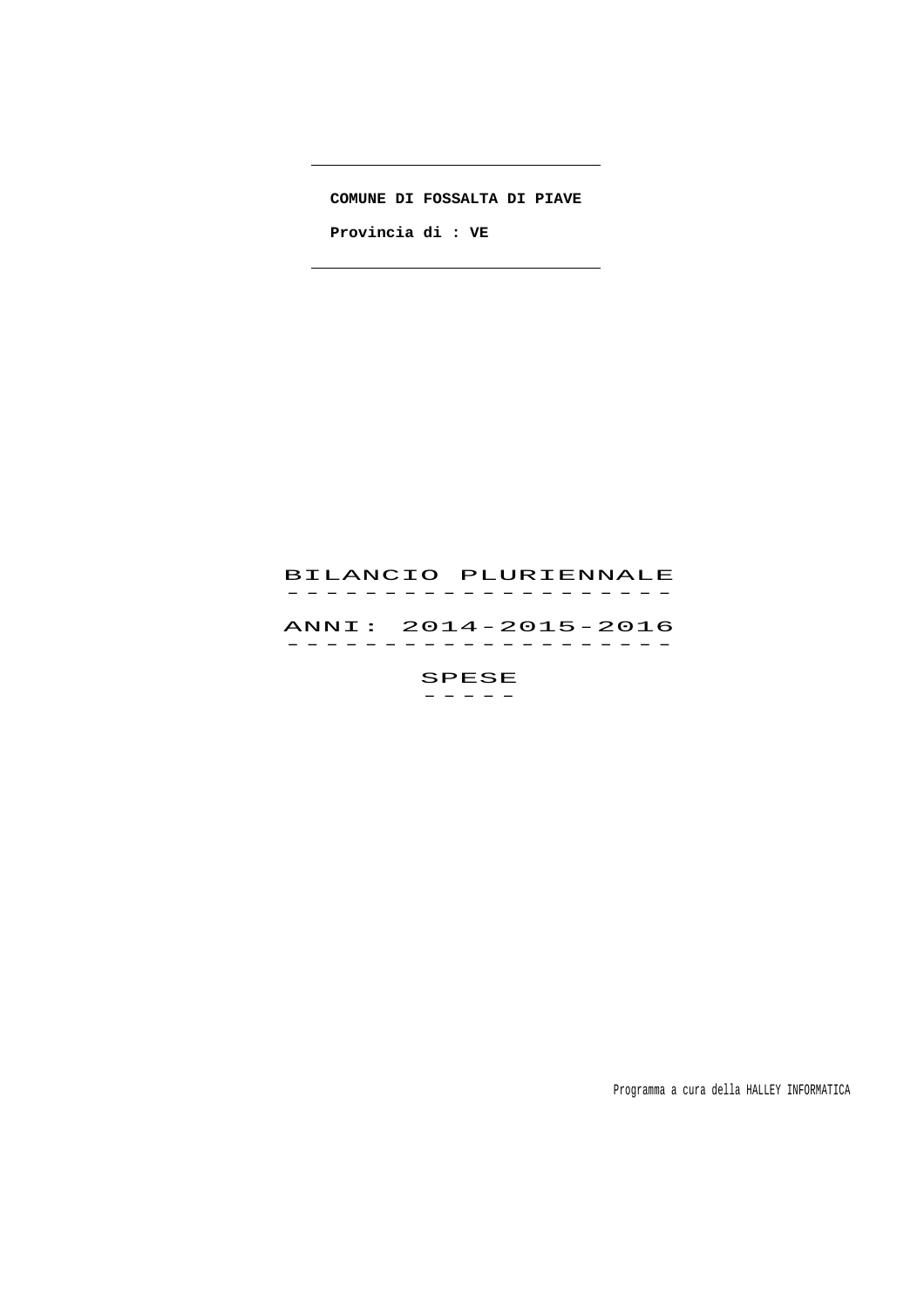**COMUNE DI FOSSALTA DI PIAVE**

**Provincia di : VE**

# BILANCIO PLURIENNALE

## ANNI: 2014-2015-2016

## SPESE

Programma a cura della HALLEY INFORMATICA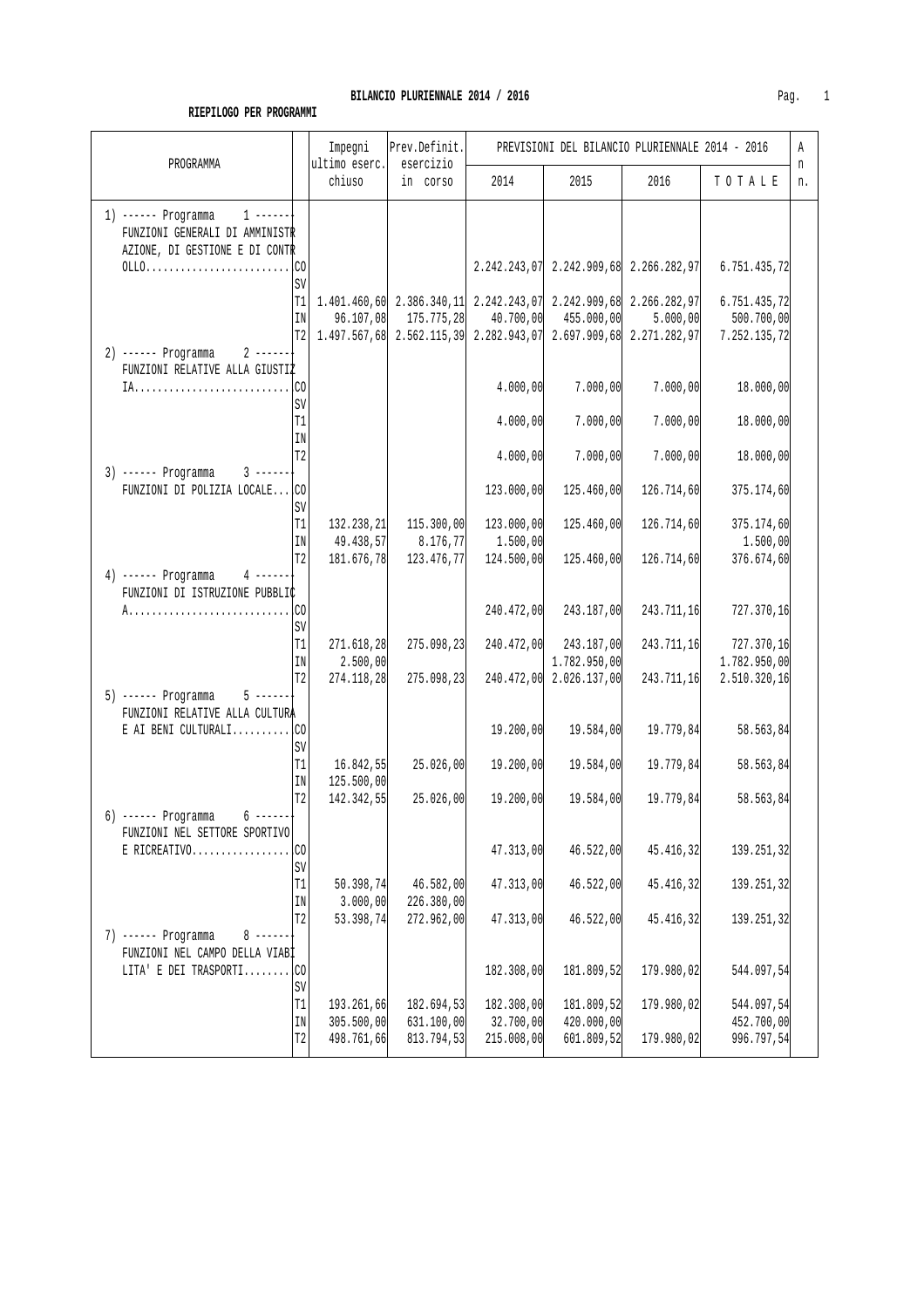**BILANCIO PLURIENNALE 2014 / 2016**

**RIEPILOGO PER PROGRAMMI**

| PROGRAMMA | | Impegni ultimo eserc. chiuso | Prev.Definit. esercizio in corso | 2014 | 2015 | 2016 | T O T A L E | An n. |
|---|---|---|---|---|---|---|---|---|
| | | | | PREVISIONI DEL BILANCIO PLURIENNALE 2014 - 2016 | | | | |
| 1) ------ Programma 1 ------ FUNZIONI GENERALI DI AMMINISTRAZIONE, DI GESTIONE E DI CONTROLLO......................... | CO | | | 2.242.243,07 | 2.242.909,68 | 2.266.282,97 | 6.751.435,72 | |
| | SV | | | | | | | |
| | T1 | 1.401.460,60 | 2.386.340,11 | 2.242.243,07 | 2.242.909,68 | 2.266.282,97 | 6.751.435,72 | |
| | IN | 96.107,08 | 175.775,28 | 40.700,00 | 455.000,00 | 5.000,00 | 500.700,00 | |
| | T2 | 1.497.567,68 | 2.562.115,39 | 2.282.943,07 | 2.697.909,68 | 2.271.282,97 | 7.252.135,72 | |
| 2) ------ Programma 2 ------ FUNZIONI RELATIVE ALLA GIUSTIZIA........................... | CO | | | 4.000,00 | 7.000,00 | 7.000,00 | 18.000,00 | |
| | SV | | | | | | | |
| | T1 | | | 4.000,00 | 7.000,00 | 7.000,00 | 18.000,00 | |
| | IN | | | | | | | |
| | T2 | | | 4.000,00 | 7.000,00 | 7.000,00 | 18.000,00 | |
| 3) ------ Programma 3 ------ FUNZIONI DI POLIZIA LOCALE... | CO | | | 123.000,00 | 125.460,00 | 126.714,60 | 375.174,60 | |
| | SV | | | | | | | |
| | T1 | 132.238,21 | 115.300,00 | 123.000,00 | 125.460,00 | 126.714,60 | 375.174,60 | |
| | IN | 49.438,57 | 8.176,77 | 1.500,00 | | | 1.500,00 | |
| | T2 | 181.676,78 | 123.476,77 | 124.500,00 | 125.460,00 | 126.714,60 | 376.674,60 | |
| 4) ------ Programma 4 ------ FUNZIONI DI ISTRUZIONE PUBBLICA............................ | CO | | | 240.472,00 | 243.187,00 | 243.711,16 | 727.370,16 | |
| | SV | | | | | | | |
| | T1 | 271.618,28 | 275.098,23 | 240.472,00 | 243.187,00 | 243.711,16 | 727.370,16 | |
| | IN | 2.500,00 | | | 1.782.950,00 | | 1.782.950,00 | |
| | T2 | 274.118,28 | 275.098,23 | 240.472,00 | 2.026.137,00 | 243.711,16 | 2.510.320,16 | |
| 5) ------ Programma 5 ------ FUNZIONI RELATIVE ALLA CULTURA E AI BENI CULTURALI.......... | CO | | | 19.200,00 | 19.584,00 | 19.779,84 | 58.563,84 | |
| | SV | | | | | | | |
| | T1 | 16.842,55 | 25.026,00 | 19.200,00 | 19.584,00 | 19.779,84 | 58.563,84 | |
| | IN | 125.500,00 | | | | | | |
| | T2 | 142.342,55 | 25.026,00 | 19.200,00 | 19.584,00 | 19.779,84 | 58.563,84 | |
| 6) ------ Programma 6 ------ FUNZIONI NEL SETTORE SPORTIVO E RICREATIVO................. | CO | | | 47.313,00 | 46.522,00 | 45.416,32 | 139.251,32 | |
| | SV | | | | | | | |
| | T1 | 50.398,74 | 46.582,00 | 47.313,00 | 46.522,00 | 45.416,32 | 139.251,32 | |
| | IN | 3.000,00 | 226.380,00 | | | | | |
| | T2 | 53.398,74 | 272.962,00 | 47.313,00 | 46.522,00 | 45.416,32 | 139.251,32 | |
| 7) ------ Programma 8 ------ FUNZIONI NEL CAMPO DELLA VIABILITA' E DEI TRASPORTI........ | CO | | | 182.308,00 | 181.809,52 | 179.980,02 | 544.097,54 | |
| | SV | | | | | | | |
| | T1 | 193.261,66 | 182.694,53 | 182.308,00 | 181.809,52 | 179.980,02 | 544.097,54 | |
| | IN | 305.500,00 | 631.100,00 | 32.700,00 | 420.000,00 | | 452.700,00 | |
| | T2 | 498.761,66 | 813.794,53 | 215.008,00 | 601.809,52 | 179.980,02 | 996.797,54 | |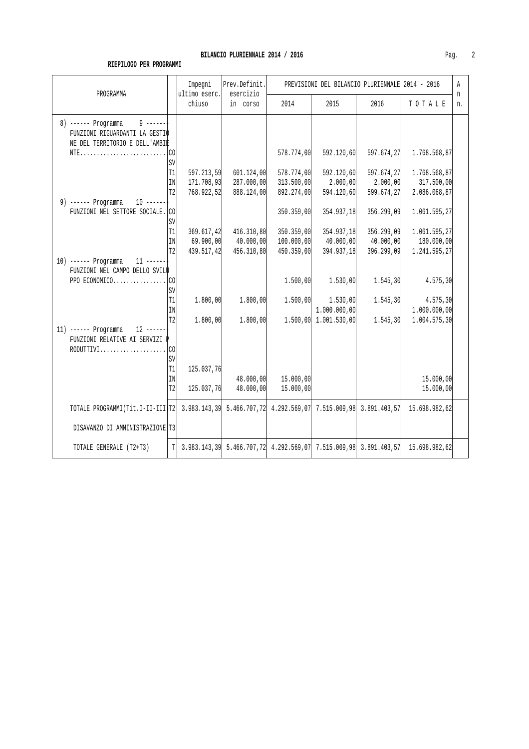**BILANCIO PLURIENNALE 2014 / 2016**

**RIEPILOGO PER PROGRAMMI**

| PROGRAMMA | | Impegni ultimo eserc. chiuso | Prev.Definit. esercizio in corso | PREVISIONI DEL BILANCIO PLURIENNALE 2014 - 2016 2014 | 2015 | 2016 | TOTALE | An n. |
|---|---|---|---|---|---|---|---|---|
| 8) ------ Programma 9 ------ FUNZIONI RIGUARDANTI LA GESTIONE DEL TERRITORIO E DELL'AMBIENTE........................... | CO | | | 578.774,00 | 592.120,60 | 597.674,27 | 1.768.568,87 | |
| | SV | | | | | | | |
| | T1 | 597.213,59 | 601.124,00 | 578.774,00 | 592.120,60 | 597.674,27 | 1.768.568,87 | |
| | IN | 171.708,93 | 287.000,00 | 313.500,00 | 2.000,00 | 2.000,00 | 317.500,00 | |
| | T2 | 768.922,52 | 888.124,00 | 892.274,00 | 594.120,60 | 599.674,27 | 2.086.068,87 | |
| 9) ------ Programma 10 ------ FUNZIONI NEL SETTORE SOCIALE. | CO | | | 350.359,00 | 354.937,18 | 356.299,09 | 1.061.595,27 | |
| | SV | | | | | | | |
| | T1 | 369.617,42 | 416.310,80 | 350.359,00 | 354.937,18 | 356.299,09 | 1.061.595,27 | |
| | IN | 69.900,00 | 40.000,00 | 100.000,00 | 40.000,00 | 40.000,00 | 180.000,00 | |
| | T2 | 439.517,42 | 456.310,80 | 450.359,00 | 394.937,18 | 396.299,09 | 1.241.595,27 | |
| 10) ------ Programma 11 ------ FUNZIONI NEL CAMPO DELLO SVILUPPO ECONOMICO................ | CO | | | 1.500,00 | 1.530,00 | 1.545,30 | 4.575,30 | |
| | SV | | | | | | | |
| | T1 | 1.800,00 | 1.800,00 | 1.500,00 | 1.530,00 | 1.545,30 | 4.575,30 | |
| | IN | | | | 1.000.000,00 | | 1.000.000,00 | |
| | T2 | 1.800,00 | 1.800,00 | 1.500,00 | 1.001.530,00 | 1.545,30 | 1.004.575,30 | |
| 11) ------ Programma 12 ------ FUNZIONI RELATIVE AI SERVIZI PRODUTTIVI.................... | CO | | | | | | | |
| | SV | | | | | | | |
| | T1 | 125.037,76 | | | | | | |
| | IN | | 48.000,00 | 15.000,00 | | | 15.000,00 | |
| | T2 | 125.037,76 | 48.000,00 | 15.000,00 | | | 15.000,00 | |
| TOTALE PROGRAMMI(Tit.I-II-III) | T2 | 3.983.143,39 | 5.466.707,72 | 4.292.569,07 | 7.515.009,98 | 3.891.403,57 | 15.698.982,62 | |
| DISAVANZO DI AMMINISTRAZIONE | T3 | | | | | | | |
| TOTALE GENERALE (T2+T3) | T | 3.983.143,39 | 5.466.707,72 | 4.292.569,07 | 7.515.009,98 | 3.891.403,57 | 15.698.982,62 | |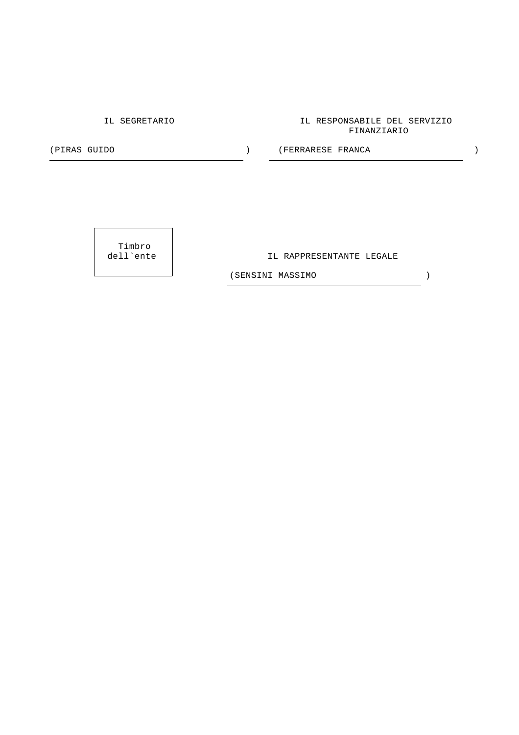IL SEGRETARIO

(PIRAS GUIDO )

IL RESPONSABILE DEL SERVIZIO FINANZIARIO

(FERRARESE FRANCA )

Timbro dell`ente

IL RAPPRESENTANTE LEGALE

(SENSINI MASSIMO )